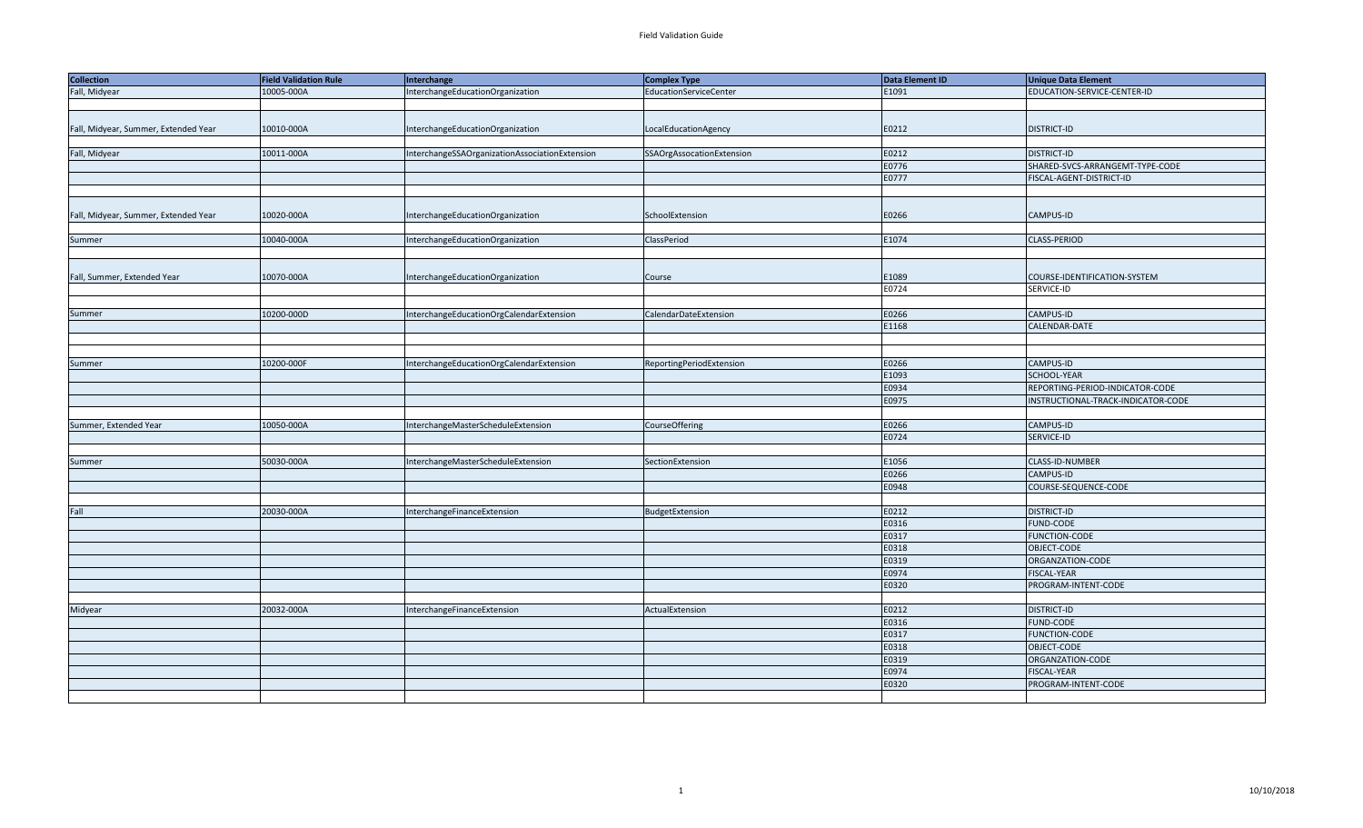| Collection | Field Validation Rule | Interchange | Complex Type | Data Element ID | Unique Data Element |
|---|---|---|---|---|---|
| Fall, Midyear | 10005-000A | InterchangeEducationOrganization | EducationServiceCenter | E1091 | EDUCATION-SERVICE-CENTER-ID |
| | | | | | |
| Fall, Midyear, Summer, Extended Year | 10010-000A | InterchangeEducationOrganization | LocalEducationAgency | E0212 | DISTRICT-ID |
| | | | | | |
| Fall, Midyear | 10011-000A | InterchangeSSAOrganizationAssociationExtension | SSAOrgAssocationExtension | E0212 | DISTRICT-ID |
| | | | | E0776 | SHARED-SVCS-ARRANGEMT-TYPE-CODE |
| | | | | E0777 | FISCAL-AGENT-DISTRICT-ID |
| | | | | | |
| Fall, Midyear, Summer, Extended Year | 10020-000A | InterchangeEducationOrganization | SchoolExtension | E0266 | CAMPUS-ID |
| | | | | | |
| Summer | 10040-000A | InterchangeEducationOrganization | ClassPeriod | E1074 | CLASS-PERIOD |
| | | | | | |
| Fall, Summer, Extended Year | 10070-000A | InterchangeEducationOrganization | Course | E1089 | COURSE-IDENTIFICATION-SYSTEM |
| | | | | E0724 | SERVICE-ID |
| | | | | | |
| Summer | 10200-000D | InterchangeEducationOrgCalendarExtension | CalendarDateExtension | E0266 | CAMPUS-ID |
| | | | | E1168 | CALENDAR-DATE |
| | | | | | |
| | | | | | |
| Summer | 10200-000F | InterchangeEducationOrgCalendarExtension | ReportingPeriodExtension | E0266 | CAMPUS-ID |
| | | | | E1093 | SCHOOL-YEAR |
| | | | | E0934 | REPORTING-PERIOD-INDICATOR-CODE |
| | | | | E0975 | INSTRUCTIONAL-TRACK-INDICATOR-CODE |
| | | | | | |
| Summer, Extended Year | 10050-000A | InterchangeMasterScheduleExtension | CourseOffering | E0266 | CAMPUS-ID |
| | | | | E0724 | SERVICE-ID |
| | | | | | |
| Summer | 50030-000A | InterchangeMasterScheduleExtension | SectionExtension | E1056 | CLASS-ID-NUMBER |
| | | | | E0266 | CAMPUS-ID |
| | | | | E0948 | COURSE-SEQUENCE-CODE |
| | | | | | |
| Fall | 20030-000A | InterchangeFinanceExtension | BudgetExtension | E0212 | DISTRICT-ID |
| | | | | E0316 | FUND-CODE |
| | | | | E0317 | FUNCTION-CODE |
| | | | | E0318 | OBJECT-CODE |
| | | | | E0319 | ORGANZATION-CODE |
| | | | | E0974 | FISCAL-YEAR |
| | | | | E0320 | PROGRAM-INTENT-CODE |
| | | | | | |
| Midyear | 20032-000A | InterchangeFinanceExtension | ActualExtension | E0212 | DISTRICT-ID |
| | | | | E0316 | FUND-CODE |
| | | | | E0317 | FUNCTION-CODE |
| | | | | E0318 | OBJECT-CODE |
| | | | | E0319 | ORGANZATION-CODE |
| | | | | E0974 | FISCAL-YEAR |
| | | | | E0320 | PROGRAM-INTENT-CODE |
| | | | | | |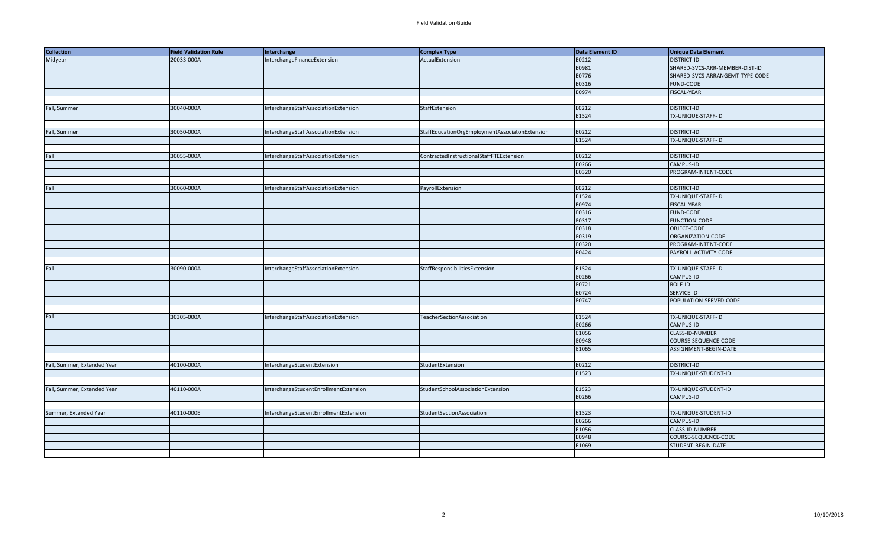| Collection | Field Validation Rule | Interchange | Complex Type | Data Element ID | Unique Data Element |
|---|---|---|---|---|---|
| Midyear | 20033-000A | InterchangeFinanceExtension | ActualExtension | E0212 | DISTRICT-ID |
| | | | | E0981 | SHARED-SVCS-ARR-MEMBER-DIST-ID |
| | | | | E0776 | SHARED-SVCS-ARRANGEMT-TYPE-CODE |
| | | | | E0316 | FUND-CODE |
| | | | | E0974 | FISCAL-YEAR |
| | | | | | |
| Fall, Summer | 30040-000A | InterchangeStaffAssociationExtension | StaffExtension | E0212 | DISTRICT-ID |
| | | | | E1524 | TX-UNIQUE-STAFF-ID |
| | | | | | |
| Fall, Summer | 30050-000A | InterchangeStaffAssociationExtension | StaffEducationOrgEmploymentAssociatonExtension | E0212 | DISTRICT-ID |
| | | | | E1524 | TX-UNIQUE-STAFF-ID |
| | | | | | |
| Fall | 30055-000A | InterchangeStaffAssociationExtension | ContractedInstructionalStaffFTEExtension | E0212 | DISTRICT-ID |
| | | | | E0266 | CAMPUS-ID |
| | | | | E0320 | PROGRAM-INTENT-CODE |
| | | | | | |
| Fall | 30060-000A | InterchangeStaffAssociationExtension | PayrollExtension | E0212 | DISTRICT-ID |
| | | | | E1524 | TX-UNIQUE-STAFF-ID |
| | | | | E0974 | FISCAL-YEAR |
| | | | | E0316 | FUND-CODE |
| | | | | E0317 | FUNCTION-CODE |
| | | | | E0318 | OBJECT-CODE |
| | | | | E0319 | ORGANIZATION-CODE |
| | | | | E0320 | PROGRAM-INTENT-CODE |
| | | | | E0424 | PAYROLL-ACTIVITY-CODE |
| | | | | | |
| Fall | 30090-000A | InterchangeStaffAssociationExtension | StaffResponsibilitiesExtension | E1524 | TX-UNIQUE-STAFF-ID |
| | | | | E0266 | CAMPUS-ID |
| | | | | E0721 | ROLE-ID |
| | | | | E0724 | SERVICE-ID |
| | | | | E0747 | POPULATION-SERVED-CODE |
| | | | | | |
| Fall | 30305-000A | InterchangeStaffAssociationExtension | TeacherSectionAssociation | E1524 | TX-UNIQUE-STAFF-ID |
| | | | | E0266 | CAMPUS-ID |
| | | | | E1056 | CLASS-ID-NUMBER |
| | | | | E0948 | COURSE-SEQUENCE-CODE |
| | | | | E1065 | ASSIGNMENT-BEGIN-DATE |
| | | | | | |
| Fall, Summer, Extended Year | 40100-000A | InterchangeStudentExtension | StudentExtension | E0212 | DISTRICT-ID |
| | | | | E1523 | TX-UNIQUE-STUDENT-ID |
| | | | | | |
| Fall, Summer, Extended Year | 40110-000A | InterchangeStudentEnrollmentExtension | StudentSchoolAssociationExtension | E1523 | TX-UNIQUE-STUDENT-ID |
| | | | | E0266 | CAMPUS-ID |
| | | | | | |
| Summer, Extended Year | 40110-000E | InterchangeStudentEnrollmentExtension | StudentSectionAssociation | E1523 | TX-UNIQUE-STUDENT-ID |
| | | | | E0266 | CAMPUS-ID |
| | | | | E1056 | CLASS-ID-NUMBER |
| | | | | E0948 | COURSE-SEQUENCE-CODE |
| | | | | E1069 | STUDENT-BEGIN-DATE |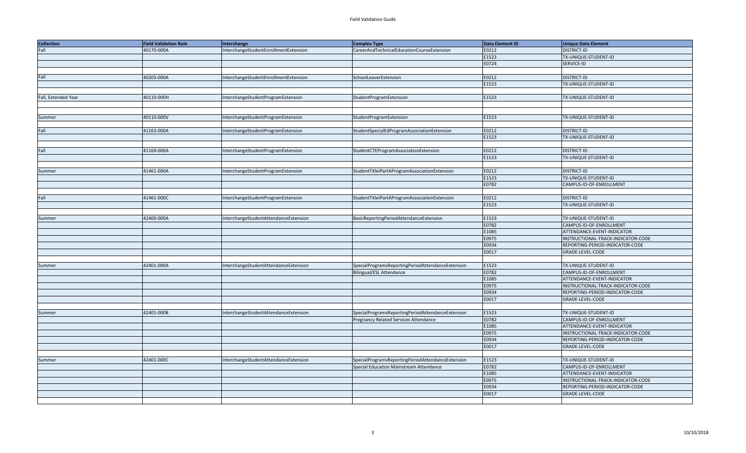| Collection | Field Validation Rule | Interchange | Complex Type | Data Element ID | Unique Data Element |
| --- | --- | --- | --- | --- | --- |
| Fall | 40170-000A | InterchangeStudentEnrollmentExtension | CareerAndTechnicalEducationCourseExtension | E0212 | DISTRICT-ID |
| | | | | E1523 | TX-UNIQUE-STUDENT-ID |
| | | | | E0724 | SERVICE-ID |
| | | | | | |
| Fall | 40203-000A | InterchangeStudentEnrollmentExtension | SchoolLeaverExtension | E0212 | DISTRICT-ID |
| | | | | E1523 | TX-UNIQUE-STUDENT-ID |
| | | | | | |
| Fall, Extended Year | 40110-000H | InterchangeStudentProgramExtension | StudentProgramExtension | E1523 | TX-UNIQUE-STUDENT-ID |
| | | | | | |
| | | | | | |
| Summer | 40110-000V | InterchangeStudentProgramExtension | StudentProgramExtension | E1523 | TX-UNIQUE-STUDENT-ID |
| | | | | | |
| Fall | 41163-000A | InterchangeStudentProgramExtension | StudentSpecialEdProgramAssociationExtension | E0212 | DISTRICT-ID |
| | | | | E1523 | TX-UNIQUE-STUDENT-ID |
| | | | | | |
| Fall | 41169-000A | InterchangeStudentProgramExtension | StudentCTEProgramAssociationExtension | E0212 | DISTRICT-ID |
| | | | | E1523 | TX-UNIQUE-STUDENT-ID |
| | | | | | |
| Summer | 41461-000A | InterchangeStudentProgramExtension | StudentTitleiPartAProgramAssociationExtension | E0212 | DISTRICT-ID |
| | | | | E1523 | TX-UNIQUE-STUDENT-ID |
| | | | | E0782 | CAMPUS-ID-OF-ENROLLMENT |
| | | | | | |
| Fall | 41461-000C | InterchangeStudentProgramExtension | StudentTitleIPartAProgramAssociationExtension | E0212 | DISTRICT-ID |
| | | | | E1523 | TX-UNIQUE-STUDENT-ID |
| | | | | | |
| Summer | 42400-000A | InterchangeStudentAttendanceExtension | BasicReportingPeriodAttendanceExtension | E1523 | TX-UNIQUE-STUDENT-ID |
| | | | | E0782 | CAMPUS-ID-OF-ENROLLMENT |
| | | | | E1085 | ATTENDANCE-EVENT-INDICATOR |
| | | | | E0975 | INSTRUCTIONAL-TRACK-INDICATOR-CODE |
| | | | | E0934 | REPORTING-PERIOD-INDICATOR-CODE |
| | | | | E0017 | GRADE-LEVEL-CODE |
| | | | | | |
| Summer | 42401-000A | InterchangeStudentAttendanceExtension | SpecialProgramsReportingPeriodAttendanceExtension | E1523 | TX-UNIQUE-STUDENT-ID |
| | | | Bilingual/ESL Attendance | E0782 | CAMPUS-ID-OF-ENROLLMENT |
| | | | | E1085 | ATTENDANCE-EVENT-INDICATOR |
| | | | | E0975 | INSTRUCTIONAL-TRACK-INDICATOR-CODE |
| | | | | E0934 | REPORTING-PERIOD-INDICATOR-CODE |
| | | | | E0017 | GRADE-LEVEL-CODE |
| | | | | | |
| Summer | 42401-000B | InterchangeStudentAttendanceExtension | SpecialProgramsReportingPeriodAttendanceExtension | E1523 | TX-UNIQUE-STUDENT-ID |
| | | | Pregnancy Related Services Attendance | E0782 | CAMPUS-ID-OF-ENROLLMENT |
| | | | | E1085 | ATTENDANCE-EVENT-INDICATOR |
| | | | | E0975 | INSTRUCTIONAL-TRACK-INDICATOR-CODE |
| | | | | E0934 | REPORTING-PERIOD-INDICATOR-CODE |
| | | | | E0017 | GRADE-LEVEL-CODE |
| | | | | | |
| Summer | 42401-000C | InterchangeStudentAttendanceExtension | SpecialProgramsReportingPeriodAttendanceExtension | E1523 | TX-UNIQUE-STUDENT-ID |
| | | | Special Education Mainstream Attendance | E0782 | CAMPUS-ID-OF-ENROLLMENT |
| | | | | E1085 | ATTENDANCE-EVENT-INDICATOR |
| | | | | E0975 | INSTRUCTIONAL-TRACK-INDICATOR-CODE |
| | | | | E0934 | REPORTING-PERIOD-INDICATOR-CODE |
| | | | | E0017 | GRADE-LEVEL-CODE |
| | | | | | |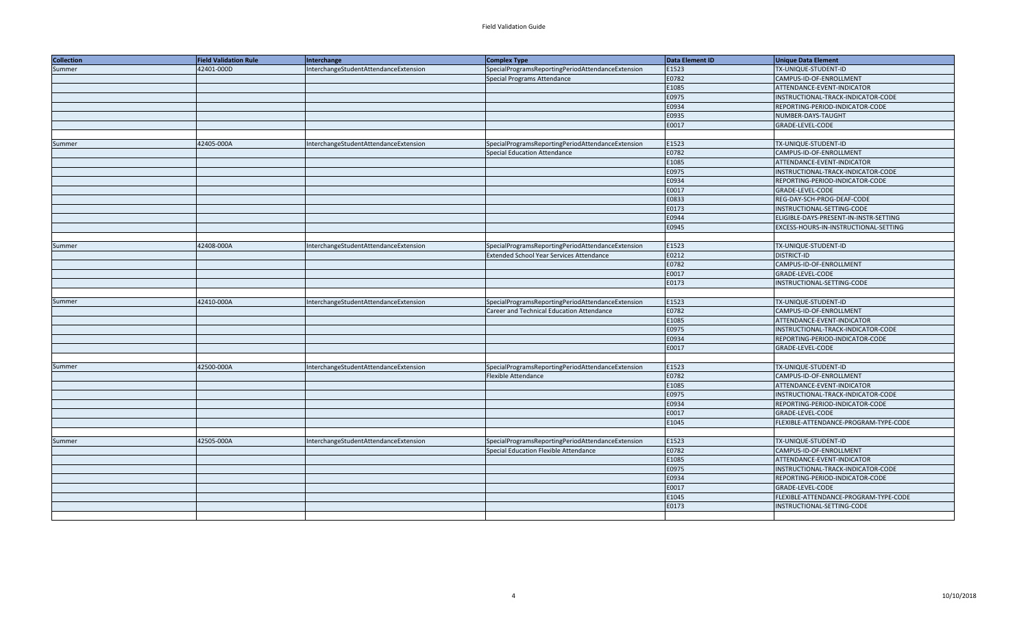| Collection | Field Validation Rule | Interchange | Complex Type | Data Element ID | Unique Data Element |
|---|---|---|---|---|---|
| Summer | 42401-000D | InterchangeStudentAttendanceExtension | SpecialProgramsReportingPeriodAttendanceExtension | E1523 | TX-UNIQUE-STUDENT-ID |
| | | | Special Programs Attendance | E0782 | CAMPUS-ID-OF-ENROLLMENT |
| | | | | E1085 | ATTENDANCE-EVENT-INDICATOR |
| | | | | E0975 | INSTRUCTIONAL-TRACK-INDICATOR-CODE |
| | | | | E0934 | REPORTING-PERIOD-INDICATOR-CODE |
| | | | | E0935 | NUMBER-DAYS-TAUGHT |
| | | | | E0017 | GRADE-LEVEL-CODE |
| | | | | | |
| Summer | 42405-000A | InterchangeStudentAttendanceExtension | SpecialProgramsReportingPeriodAttendanceExtension | E1523 | TX-UNIQUE-STUDENT-ID |
| | | | Special Education Attendance | E0782 | CAMPUS-ID-OF-ENROLLMENT |
| | | | | E1085 | ATTENDANCE-EVENT-INDICATOR |
| | | | | E0975 | INSTRUCTIONAL-TRACK-INDICATOR-CODE |
| | | | | E0934 | REPORTING-PERIOD-INDICATOR-CODE |
| | | | | E0017 | GRADE-LEVEL-CODE |
| | | | | E0833 | REG-DAY-SCH-PROG-DEAF-CODE |
| | | | | E0173 | INSTRUCTIONAL-SETTING-CODE |
| | | | | E0944 | ELIGIBLE-DAYS-PRESENT-IN-INSTR-SETTING |
| | | | | E0945 | EXCESS-HOURS-IN-INSTRUCTIONAL-SETTING |
| | | | | | |
| Summer | 42408-000A | InterchangeStudentAttendanceExtension | SpecialProgramsReportingPeriodAttendanceExtension | E1523 | TX-UNIQUE-STUDENT-ID |
| | | | Extended School Year Services Attendance | E0212 | DISTRICT-ID |
| | | | | E0782 | CAMPUS-ID-OF-ENROLLMENT |
| | | | | E0017 | GRADE-LEVEL-CODE |
| | | | | E0173 | INSTRUCTIONAL-SETTING-CODE |
| | | | | | |
| Summer | 42410-000A | InterchangeStudentAttendanceExtension | SpecialProgramsReportingPeriodAttendanceExtension | E1523 | TX-UNIQUE-STUDENT-ID |
| | | | Career and Technical Education Attendance | E0782 | CAMPUS-ID-OF-ENROLLMENT |
| | | | | E1085 | ATTENDANCE-EVENT-INDICATOR |
| | | | | E0975 | INSTRUCTIONAL-TRACK-INDICATOR-CODE |
| | | | | E0934 | REPORTING-PERIOD-INDICATOR-CODE |
| | | | | E0017 | GRADE-LEVEL-CODE |
| | | | | | |
| Summer | 42500-000A | InterchangeStudentAttendanceExtension | SpecialProgramsReportingPeriodAttendanceExtension | E1523 | TX-UNIQUE-STUDENT-ID |
| | | | Flexible Attendance | E0782 | CAMPUS-ID-OF-ENROLLMENT |
| | | | | E1085 | ATTENDANCE-EVENT-INDICATOR |
| | | | | E0975 | INSTRUCTIONAL-TRACK-INDICATOR-CODE |
| | | | | E0934 | REPORTING-PERIOD-INDICATOR-CODE |
| | | | | E0017 | GRADE-LEVEL-CODE |
| | | | | E1045 | FLEXIBLE-ATTENDANCE-PROGRAM-TYPE-CODE |
| | | | | | |
| Summer | 42505-000A | InterchangeStudentAttendanceExtension | SpecialProgramsReportingPeriodAttendanceExtension | E1523 | TX-UNIQUE-STUDENT-ID |
| | | | Special Education Flexible Attendance | E0782 | CAMPUS-ID-OF-ENROLLMENT |
| | | | | E1085 | ATTENDANCE-EVENT-INDICATOR |
| | | | | E0975 | INSTRUCTIONAL-TRACK-INDICATOR-CODE |
| | | | | E0934 | REPORTING-PERIOD-INDICATOR-CODE |
| | | | | E0017 | GRADE-LEVEL-CODE |
| | | | | E1045 | FLEXIBLE-ATTENDANCE-PROGRAM-TYPE-CODE |
| | | | | E0173 | INSTRUCTIONAL-SETTING-CODE |
| | | | | | |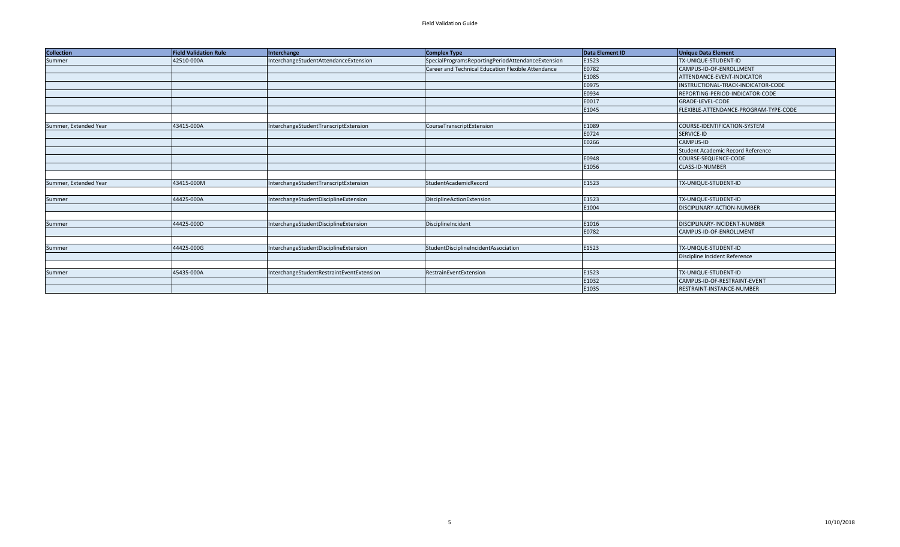| Collection | Field Validation Rule | Interchange | Complex Type | Data Element ID | Unique Data Element |
|---|---|---|---|---|---|
| Summer | 42510-000A | InterchangeStudentAttendanceExtension | SpecialProgramsReportingPeriodAttendanceExtension | E1523 | TX-UNIQUE-STUDENT-ID |
| | | | Career and Technical Education Flexible Attendance | E0782 | CAMPUS-ID-OF-ENROLLMENT |
| | | | | E1085 | ATTENDANCE-EVENT-INDICATOR |
| | | | | E0975 | INSTRUCTIONAL-TRACK-INDICATOR-CODE |
| | | | | E0934 | REPORTING-PERIOD-INDICATOR-CODE |
| | | | | E0017 | GRADE-LEVEL-CODE |
| | | | | E1045 | FLEXIBLE-ATTENDANCE-PROGRAM-TYPE-CODE |
| | | | | | |
| Summer, Extended Year | 43415-000A | InterchangeStudentTranscriptExtension | CourseTranscriptExtension | E1089 | COURSE-IDENTIFICATION-SYSTEM |
| | | | | E0724 | SERVICE-ID |
| | | | | E0266 | CAMPUS-ID |
| | | | | | Student Academic Record Reference |
| | | | | E0948 | COURSE-SEQUENCE-CODE |
| | | | | E1056 | CLASS-ID-NUMBER |
| | | | | | |
| Summer, Extended Year | 43415-000M | InterchangeStudentTranscriptExtension | StudentAcademicRecord | E1523 | TX-UNIQUE-STUDENT-ID |
| | | | | | |
| Summer | 44425-000A | InterchangeStudentDisciplineExtension | DisciplineActionExtension | E1523 | TX-UNIQUE-STUDENT-ID |
| | | | | E1004 | DISCIPLINARY-ACTION-NUMBER |
| | | | | | |
| Summer | 44425-000D | InterchangeStudentDisciplineExtension | DisciplineIncident | E1016 | DISCIPLINARY-INCIDENT-NUMBER |
| | | | | E0782 | CAMPUS-ID-OF-ENROLLMENT |
| | | | | | |
| Summer | 44425-000G | InterchangeStudentDisciplineExtension | StudentDisciplineIncidentAssociation | E1523 | TX-UNIQUE-STUDENT-ID |
| | | | | | Discipline Incident Reference |
| | | | | | |
| Summer | 45435-000A | InterchangeStudentRestraintEventExtension | RestrainEventExtension | E1523 | TX-UNIQUE-STUDENT-ID |
| | | | | E1032 | CAMPUS-ID-OF-RESTRAINT-EVENT |
| | | | | E1035 | RESTRAINT-INSTANCE-NUMBER |